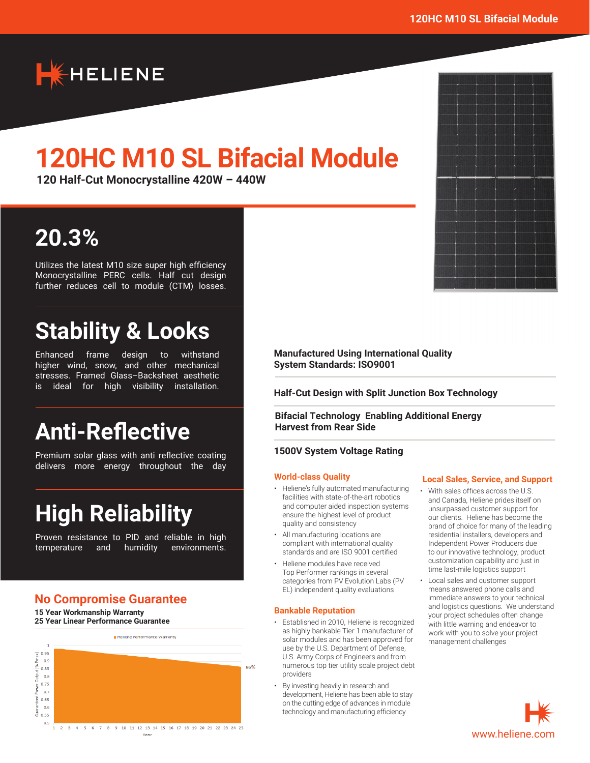# 120HC M10 SL Bifacial Module

**120 Half-Cut Monocrystalline 420W – 440W**

## 20.3%

Utilizes the latest M10 size super high efficiency Monocrystalline PERC cells. Half cut design further reduces cell to module (CTM) losses.

## Stability & Looks

Enhanced frame design to withstand higher wind, snow, and other mechanical stresses. Framed Glass–Backsheet aesthetic is ideal for high visibility installation.

## Anti-Reflective

Premium solar glass with anti reflective coating delivers more energy throughout the day

## High Reliability

Proven resistance to PID and reliable in high temperature and humidity environments.

## No Compromise Guarantee

**15 Year Workmanship Warranty**
**25 Year Linear Performance Guarantee**

Heliene Performance Warranty

Guaranteed Power Output [% Pmax]: 1, 0.95, 0.9, 0.85, 0.8, 0.75, 0.7, 0.65, 0.6, 0.55, 0.5

Year: 1 2 3 4 5 6 7 8 9 10 11 12 13 14 15 16 17 18 19 20 21 22 23 24 25

86%

**Manufactured Using International Quality System Standards: ISO9001**

**Half-Cut Design with Split Junction Box Technology**

**Bifacial Technology Enabling Additional Energy Harvest from Rear Side**

**1500V System Voltage Rating**

### World-class Quality

- Heliene's fully automated manufacturing facilities with state-of-the-art robotics and computer aided inspection systems ensure the highest level of product quality and consistency
- All manufacturing locations are compliant with international quality standards and are ISO 9001 certified
- Heliene modules have received Top Performer rankings in several categories from PV Evolution Labs (PV EL) independent quality evaluations

### Bankable Reputation

- Established in 2010, Heliene is recognized as highly bankable Tier 1 manufacturer of solar modules and has been approved for use by the U.S. Department of Defense, U.S. Army Corps of Engineers and from numerous top tier utility scale project debt providers
- By investing heavily in research and development, Heliene has been able to stay on the cutting edge of advances in module technology and manufacturing efficiency

### Local Sales, Service, and Support

- With sales offices across the U.S. and Canada, Heliene prides itself on unsurpassed customer support for our clients. Heliene has become the brand of choice for many of the leading residential installers, developers and Independent Power Producers due to our innovative technology, product customization capability and just in time last-mile logistics support
- Local sales and customer support means answered phone calls and immediate answers to your technical and logistics questions. We understand your project schedules often change with little warning and endeavor to work with you to solve your project management challenges

www.heliene.com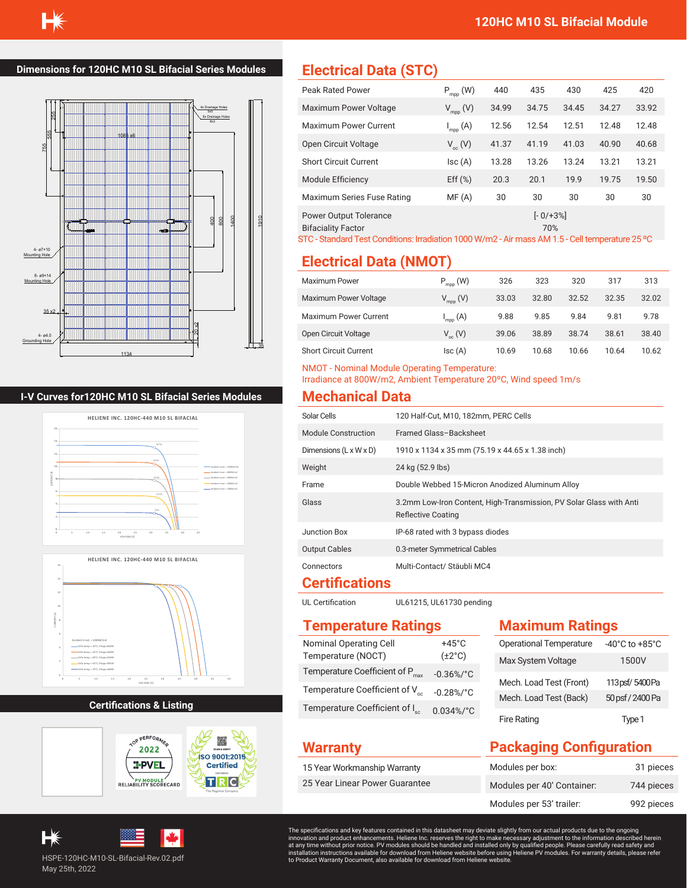# 120HC M10 SL Bifacial Module

## Dimensions for 120HC M10 SL Bifacial Series Modules

4x Drainage Holes
5x5
8x Drainage Holes
8x3
255
555
755
1085 x6
400
800
1400
1910
4- ø7×10 Mounting Hole
8- ø9×14 Mounting Hole
35 x2
20 x2
4- ø4.0 Grounding Hole
1134
35

## I-V Curves for120HC M10 SL Bifacial Series Modules

HELIENE INC. 120HC-440 M10 SL BIFACIAL

HELIENE INC. 120HC-440 M10 SL BIFACIAL

## Certifications & Listing

TOP PERFORMER 2022 PVEL PV MODULE RELIABILITY SCORECARD

ISO 9001:2015 Certified TRC The Registrar Company

## Electrical Data (STC)

| | | | | | | |
|---|---|---|---|---|---|---|
| Peak Rated Power | $P_{mpp}$ (W) | 440 | 435 | 430 | 425 | 420 |
| Maximum Power Voltage | $V_{mpp}$ (V) | 34.99 | 34.75 | 34.45 | 34.27 | 33.92 |
| Maximum Power Current | $I_{mpp}$ (A) | 12.56 | 12.54 | 12.51 | 12.48 | 12.48 |
| Open Circuit Voltage | $V_{oc}$ (V) | 41.37 | 41.19 | 41.03 | 40.90 | 40.68 |
| Short Circuit Current | Isc (A) | 13.28 | 13.26 | 13.24 | 13.21 | 13.21 |
| Module Efficiency | Eff (%) | 20.3 | 20.1 | 19.9 | 19.75 | 19.50 |
| Maximum Series Fuse Rating | MF (A) | 30 | 30 | 30 | 30 | 30 |
| Power Output Tolerance | | [- 0/+3%] | | | | |
| Bifaciality Factor | | 70% | | | | |

STC - Standard Test Conditions: Irradiation 1000 W/m2 - Air mass AM 1.5 - Cell temperature 25 ºC

## Electrical Data (NMOT)

| | | | | | | |
|---|---|---|---|---|---|---|
| Maximum Power | $P_{mpp}$ (W) | 326 | 323 | 320 | 317 | 313 |
| Maximum Power Voltage | $V_{mpp}$ (V) | 33.03 | 32.80 | 32.52 | 32.35 | 32.02 |
| Maximum Power Current | $I_{mpp}$ (A) | 9.88 | 9.85 | 9.84 | 9.81 | 9.78 |
| Open Circuit Voltage | $V_{oc}$ (V) | 39.06 | 38.89 | 38.74 | 38.61 | 38.40 |
| Short Circuit Current | Isc (A) | 10.69 | 10.68 | 10.66 | 10.64 | 10.62 |

NMOT - Nominal Module Operating Temperature:
Irradiance at 800W/m2, Ambient Temperature 20ºC, Wind speed 1m/s

## Mechanical Data

| | |
|---|---|
| Solar Cells | 120 Half-Cut, M10, 182mm, PERC Cells |
| Module Construction | Framed Glass–Backsheet |
| Dimensions (L x W x D) | 1910 x 1134 x 35 mm (75.19 x 44.65 x 1.38 inch) |
| Weight | 24 kg (52.9 lbs) |
| Frame | Double Webbed 15-Micron Anodized Aluminum Alloy |
| Glass | 3.2mm Low-Iron Content, High-Transmission, PV Solar Glass with Anti Reflective Coating |
| Junction Box | IP-68 rated with 3 bypass diodes |
| Output Cables | 0.3-meter Symmetrical Cables |
| Connectors | Multi-Contact/ Stäubli MC4 |

## Certifications

| | |
|---|---|
| UL Certification | UL61215, UL61730 pending |

## Temperature Ratings

| | |
|---|---|
| Nominal Operating Cell Temperature (NOCT) | +45°C (±2°C) |
| Temperature Coefficient of $P_{max}$ | -0.36%/°C |
| Temperature Coefficient of $V_{oc}$ | -0.28%/°C |
| Temperature Coefficient of $I_{sc}$ | 0.034%/°C |

## Maximum Ratings

| | |
|---|---|
| Operational Temperature | -40°C to +85°C |
| Max System Voltage | 1500V |
| Mech. Load Test (Front) | 113psf/ 5400Pa |
| Mech. Load Test (Back) | 50 psf / 2400 Pa |
| Fire Rating | Type 1 |

## Warranty

15 Year Workmanship Warranty

25 Year Linear Power Guarantee

## Packaging Configuration

| | |
|---|---|
| Modules per box: | 31 pieces |
| Modules per 40' Container: | 744 pieces |
| Modules per 53' trailer: | 992 pieces |

HSPE-120HC-M10-SL-Bifacial-Rev.02.pdf
May 25th, 2022

The specifications and key features contained in this datasheet may deviate slightly from our actual products due to the ongoing innovation and product enhancements. Heliene Inc. reserves the right to make necessary adjustment to the information described herein at any time without prior notice. PV modules should be handled and installed only by qualified people. Please carefully read safety and installation instructions available for download from Heliene website before using Heliene PV modules. For warranty details, please refer to Product Warranty Document, also available for download from Heliene website.